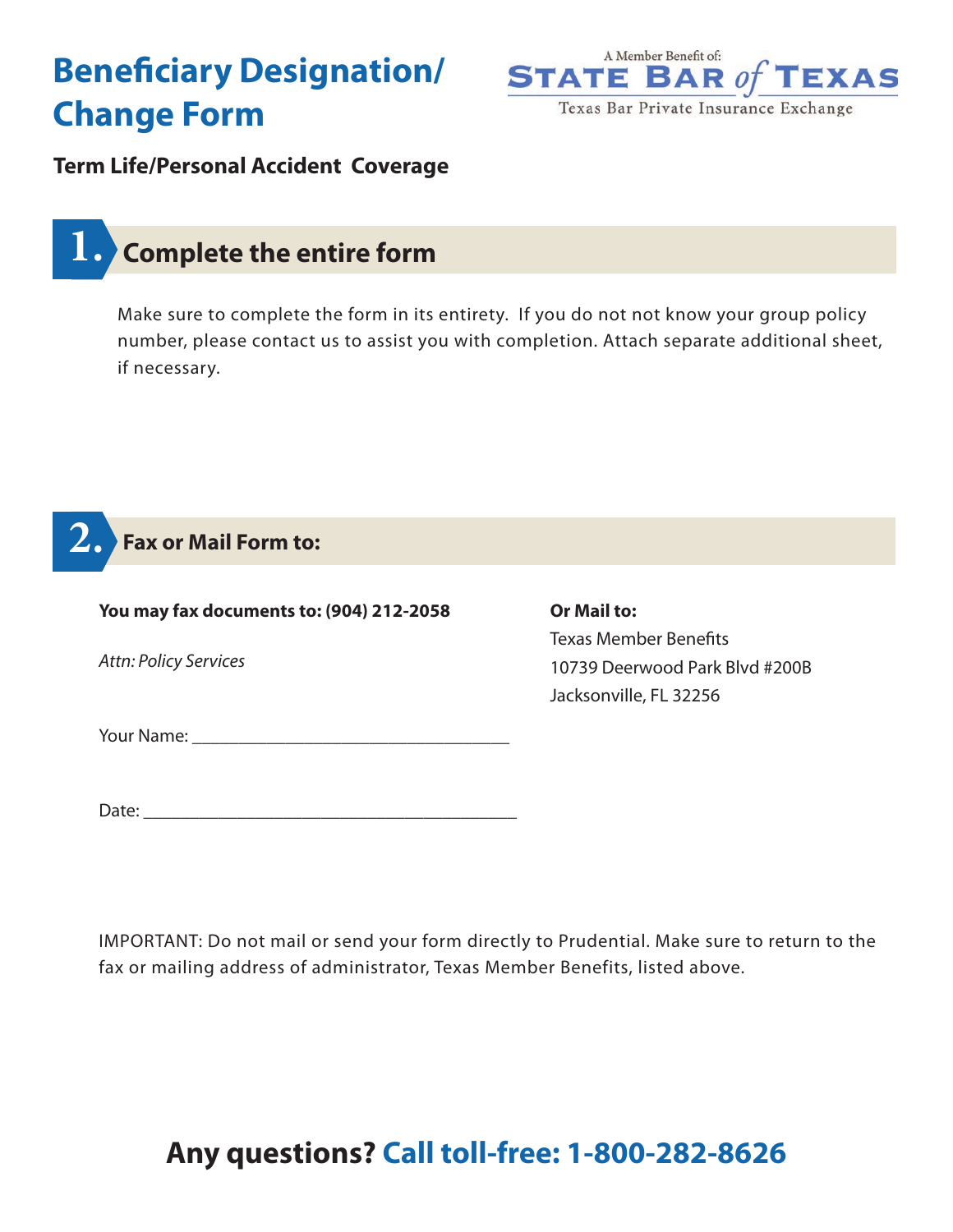# Beneficiary Designation/ Change Form

A Member Benefit of: STATE BAR of TEXAS

Texas Bar Private Insurance Exchange

**Term Life/Personal Accident Coverage**

## 1. Complete the entire form

Make sure to complete the form in its entirety. If you do not not know your group policy number, please contact us to assist you with completion. Attach separate additional sheet, if necessary.

## 2. Fax or Mail Form to:

**You may fax documents to: (904) 212-2058**

*Attn: Policy Services*

**Or Mail to:**

Texas Member Benefits
10739 Deerwood Park Blvd #200B
Jacksonville, FL 32256

Your Name: ___________________________________

Date: _________________________________________

IMPORTANT: Do not mail or send your form directly to Prudential. Make sure to return to the fax or mailing address of administrator, Texas Member Benefits, listed above.

**Any questions? Call toll-free: 1-800-282-8626**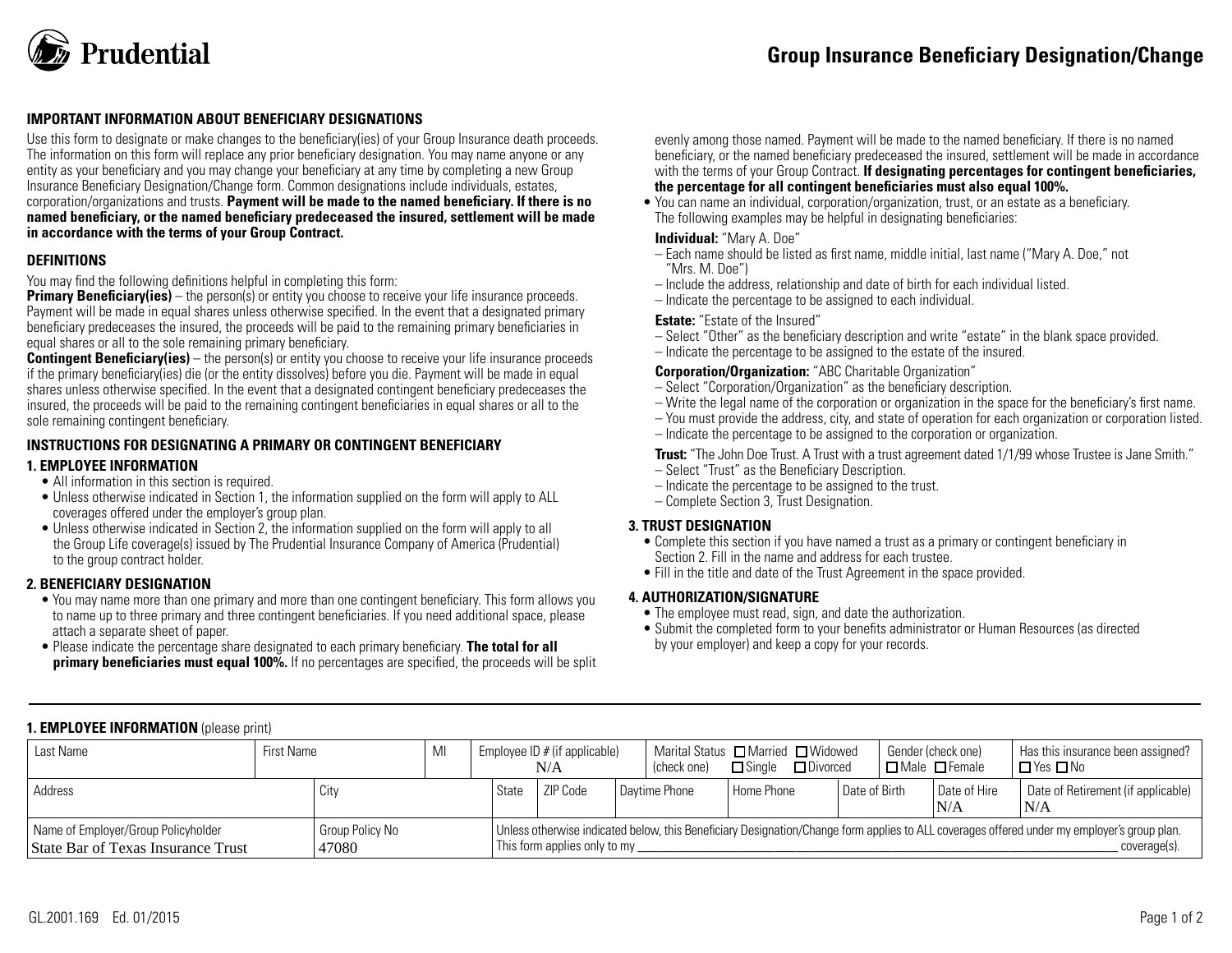# Prudential

## Group Insurance Beneficiary Designation/Change

### IMPORTANT INFORMATION ABOUT BENEFICIARY DESIGNATIONS

Use this form to designate or make changes to the beneficiary(ies) of your Group Insurance death proceeds. The information on this form will replace any prior beneficiary designation. You may name anyone or any entity as your beneficiary and you may change your beneficiary at any time by completing a new Group Insurance Beneficiary Designation/Change form. Common designations include individuals, estates, corporation/organizations and trusts. **Payment will be made to the named beneficiary. If there is no named beneficiary, or the named beneficiary predeceased the insured, settlement will be made in accordance with the terms of your Group Contract.**

### DEFINITIONS

You may find the following definitions helpful in completing this form:

**Primary Beneficiary(ies)** – the person(s) or entity you choose to receive your life insurance proceeds. Payment will be made in equal shares unless otherwise specified. In the event that a designated primary beneficiary predeceases the insured, the proceeds will be paid to the remaining primary beneficiaries in equal shares or all to the sole remaining primary beneficiary.

**Contingent Beneficiary(ies)** – the person(s) or entity you choose to receive your life insurance proceeds if the primary beneficiary(ies) die (or the entity dissolves) before you die. Payment will be made in equal shares unless otherwise specified. In the event that a designated contingent beneficiary predeceases the insured, the proceeds will be paid to the remaining contingent beneficiaries in equal shares or all to the sole remaining contingent beneficiary.

### INSTRUCTIONS FOR DESIGNATING A PRIMARY OR CONTINGENT BENEFICIARY

#### 1. EMPLOYEE INFORMATION

- All information in this section is required.
- Unless otherwise indicated in Section 1, the information supplied on the form will apply to ALL coverages offered under the employer's group plan.
- Unless otherwise indicated in Section 2, the information supplied on the form will apply to all the Group Life coverage(s) issued by The Prudential Insurance Company of America (Prudential) to the group contract holder.

#### 2. BENEFICIARY DESIGNATION

- You may name more than one primary and more than one contingent beneficiary. This form allows you to name up to three primary and three contingent beneficiaries. If you need additional space, please attach a separate sheet of paper.
- Please indicate the percentage share designated to each primary beneficiary. **The total for all primary beneficiaries must equal 100%.** If no percentages are specified, the proceeds will be split evenly among those named. Payment will be made to the named beneficiary. If there is no named beneficiary, or the named beneficiary predeceased the insured, settlement will be made in accordance with the terms of your Group Contract. **If designating percentages for contingent beneficiaries, the percentage for all contingent beneficiaries must also equal 100%.**
- You can name an individual, corporation/organization, trust, or an estate as a beneficiary. The following examples may be helpful in designating beneficiaries:

**Individual:** "Mary A. Doe"
- Each name should be listed as first name, middle initial, last name ("Mary A. Doe," not "Mrs. M. Doe")
- Include the address, relationship and date of birth for each individual listed.
- Indicate the percentage to be assigned to each individual.

**Estate:** "Estate of the Insured"
- Select "Other" as the beneficiary description and write "estate" in the blank space provided.
- Indicate the percentage to be assigned to the estate of the insured.

**Corporation/Organization:** "ABC Charitable Organization"
- Select "Corporation/Organization" as the beneficiary description.
- Write the legal name of the corporation or organization in the space for the beneficiary's first name.
- You must provide the address, city, and state of operation for each organization or corporation listed.
- Indicate the percentage to be assigned to the corporation or organization.

**Trust:** "The John Doe Trust. A Trust with a trust agreement dated 1/1/99 whose Trustee is Jane Smith."
- Select "Trust" as the Beneficiary Description.
- Indicate the percentage to be assigned to the trust.
- Complete Section 3, Trust Designation.

#### 3. TRUST DESIGNATION

- Complete this section if you have named a trust as a primary or contingent beneficiary in Section 2. Fill in the name and address for each trustee.
- Fill in the title and date of the Trust Agreement in the space provided.

#### 4. AUTHORIZATION/SIGNATURE

- The employee must read, sign, and date the authorization.
- Submit the completed form to your benefits administrator or Human Resources (as directed by your employer) and keep a copy for your records.

---

### 1. EMPLOYEE INFORMATION (please print)

| Last Name | First Name | MI | Employee ID # (if applicable) | Marital Status (check one) ☐ Married ☐ Widowed ☐ Single ☐ Divorced | Gender (check one) ☐ Male ☐ Female | Has this insurance been assigned? ☐ Yes ☐ No |
|---|---|---|---|---|---|---|
| | | | N/A | | | |

| Address | City | State | ZIP Code | Daytime Phone | Home Phone | Date of Birth | Date of Hire | Date of Retirement (if applicable) |
|---|---|---|---|---|---|---|---|---|
| | | | | | | | N/A | N/A |

| Name of Employer/Group Policyholder | Group Policy No | Unless otherwise indicated below, this Beneficiary Designation/Change form applies to ALL coverages offered under my employer's group plan. |
|---|---|---|
| State Bar of Texas Insurance Trust | 47080 | This form applies only to my \_\_\_\_\_\_\_\_\_\_\_\_ coverage(s). |

GL.2001.169 Ed. 01/2015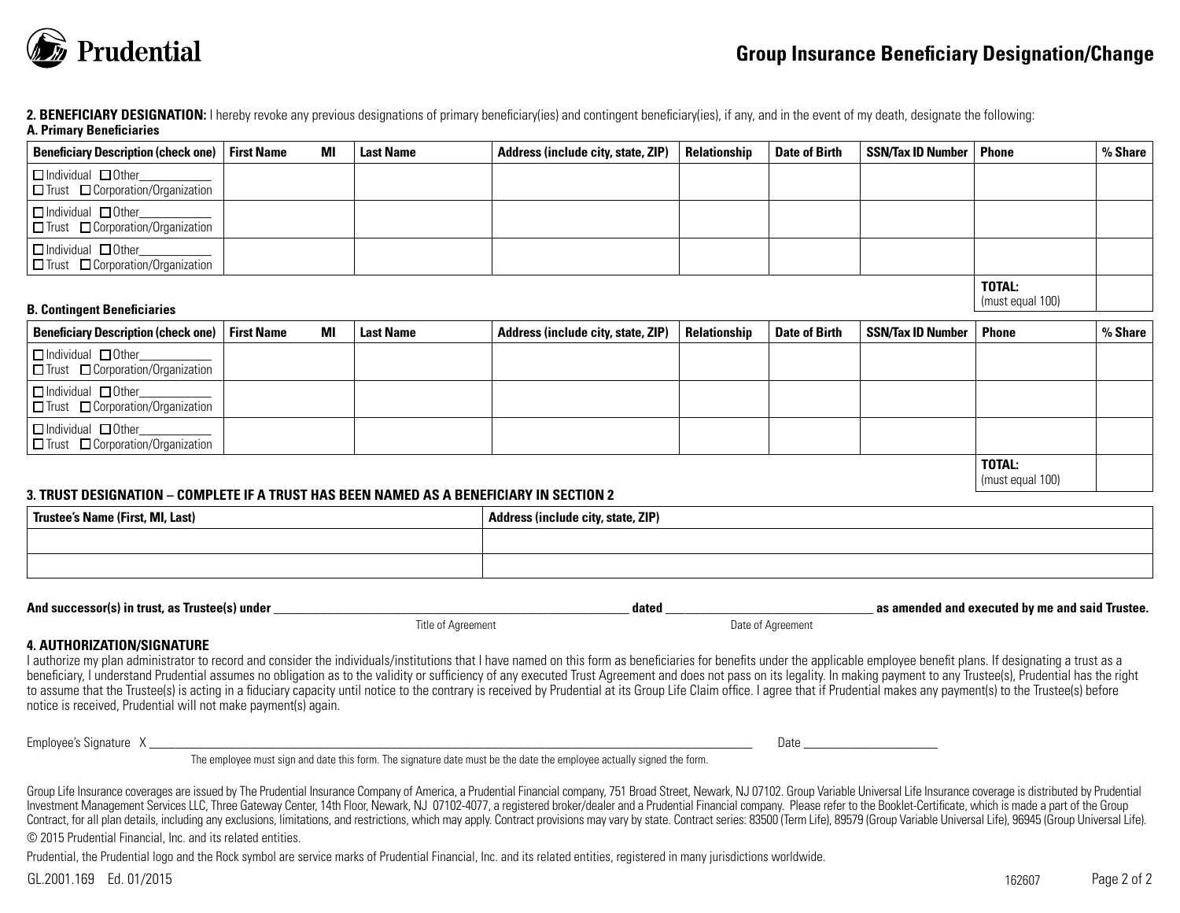Prudential

# Group Insurance Beneficiary Designation/Change

**2. BENEFICIARY DESIGNATION:** I hereby revoke any previous designations of primary beneficiary(ies) and contingent beneficiary(ies), if any, and in the event of my death, designate the following:

**A. Primary Beneficiaries**

| Beneficiary Description (check one) | First Name MI | Last Name | Address (include city, state, ZIP) | Relationship | Date of Birth | SSN/Tax ID Number | Phone | % Share |
|---|---|---|---|---|---|---|---|---|
| ☐ Individual ☐ Other___________ ☐ Trust ☐ Corporation/Organization | | | | | | | | |
| ☐ Individual ☐ Other___________ ☐ Trust ☐ Corporation/Organization | | | | | | | | |
| ☐ Individual ☐ Other___________ ☐ Trust ☐ Corporation/Organization | | | | | | | | |
| | | | | | | | **TOTAL:** (must equal 100) | |

**B. Contingent Beneficiaries**

| Beneficiary Description (check one) | First Name MI | Last Name | Address (include city, state, ZIP) | Relationship | Date of Birth | SSN/Tax ID Number | Phone | % Share |
|---|---|---|---|---|---|---|---|---|
| ☐ Individual ☐ Other___________ ☐ Trust ☐ Corporation/Organization | | | | | | | | |
| ☐ Individual ☐ Other___________ ☐ Trust ☐ Corporation/Organization | | | | | | | | |
| ☐ Individual ☐ Other___________ ☐ Trust ☐ Corporation/Organization | | | | | | | | |
| | | | | | | | **TOTAL:** (must equal 100) | |

**3. TRUST DESIGNATION – COMPLETE IF A TRUST HAS BEEN NAMED AS A BENEFICIARY IN SECTION 2**

| Trustee's Name (First, MI, Last) | Address (include city, state, ZIP) |
|---|---|
| | |
| | |

**And successor(s) in trust, as Trustee(s) under** ______________________________ **dated** ____________________ **as amended and executed by me and said Trustee.**

Title of Agreement — Date of Agreement

**4. AUTHORIZATION/SIGNATURE**

I authorize my plan administrator to record and consider the individuals/institutions that I have named on this form as beneficiaries for benefits under the applicable employee benefit plans. If designating a trust as a beneficiary, I understand Prudential assumes no obligation as to the validity or sufficiency of any executed Trust Agreement and does not pass on its legality. In making payment to any Trustee(s), Prudential has the right to assume that the Trustee(s) is acting in a fiduciary capacity until notice to the contrary is received by Prudential at its Group Life Claim office. I agree that if Prudential makes any payment(s) to the Trustee(s) before notice is received, Prudential will not make payment(s) again.

Employee's Signature X ______________________________________________ Date ____________________

The employee must sign and date this form. The signature date must be the date the employee actually signed the form.

Group Life Insurance coverages are issued by The Prudential Insurance Company of America, a Prudential Financial company, 751 Broad Street, Newark, NJ 07102. Group Variable Universal Life Insurance coverage is distributed by Prudential Investment Management Services LLC, Three Gateway Center, 14th Floor, Newark, NJ 07102-4077, a registered broker/dealer and a Prudential Financial company. Please refer to the Booklet-Certificate, which is made a part of the Group Contract, for all plan details, including any exclusions, limitations, and restrictions, which may apply. Contract provisions may vary by state. Contract series: 83500 (Term Life), 89579 (Group Variable Universal Life), 96945 (Group Universal Life).

© 2015 Prudential Financial, Inc. and its related entities.

Prudential, the Prudential logo and the Rock symbol are service marks of Prudential Financial, Inc. and its related entities, registered in many jurisdictions worldwide.

GL.2001.169 Ed. 01/2015 162607